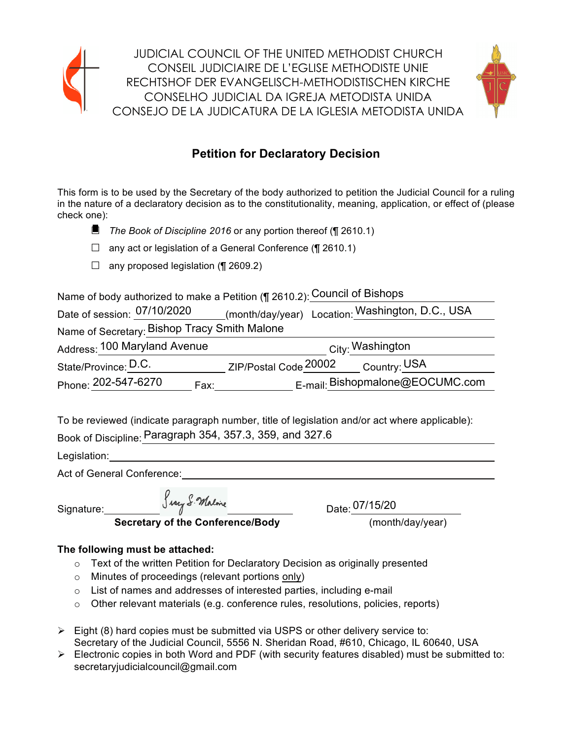JUDICIAL COUNCIL OF THE UNITED METHODIST CHURCH
CONSEIL JUDICIAIRE DE L'EGLISE METHODISTE UNIE
RECHTSHOF DER EVANGELISCH-METHODISTISCHEN KIRCHE
CONSELHO JUDICIAL DA IGREJA METODISTA UNIDA
CONSEJO DE LA JUDICATURA DE LA IGLESIA METODISTA UNIDA

# Petition for Declaratory Decision

This form is to be used by the Secretary of the body authorized to petition the Judicial Council for a ruling in the nature of a declaratory decision as to the constitutionality, meaning, application, or effect of (please check one):

- ■ *The Book of Discipline 2016* or any portion thereof (¶ 2610.1)
- ☐ any act or legislation of a General Conference (¶ 2610.1)
- ☐ any proposed legislation (¶ 2609.2)

Name of body authorized to make a Petition (¶ 2610.2): Council of Bishops

Date of session: 07/10/2020 (month/day/year) Location: Washington, D.C., USA

Name of Secretary: Bishop Tracy Smith Malone

Address: 100 Maryland Avenue City: Washington

State/Province: D.C. ZIP/Postal Code 20002 Country: USA

Phone: 202-547-6270 Fax: E-mail: Bishopmalone@EOCUMC.com

To be reviewed (indicate paragraph number, title of legislation and/or act where applicable):

Book of Discipline: Paragraph 354, 357.3, 359, and 327.6

Legislation:

Act of General Conference:

Signature: *Tracy S. Malone* Date: 07/15/20

**Secretary of the Conference/Body** (month/day/year)

**The following must be attached:**

- Text of the written Petition for Declaratory Decision as originally presented
- Minutes of proceedings (relevant portions only)
- List of names and addresses of interested parties, including e-mail
- Other relevant materials (e.g. conference rules, resolutions, policies, reports)

- Eight (8) hard copies must be submitted via USPS or other delivery service to: Secretary of the Judicial Council, 5556 N. Sheridan Road, #610, Chicago, IL 60640, USA
- Electronic copies in both Word and PDF (with security features disabled) must be submitted to: secretaryjudicialcouncil@gmail.com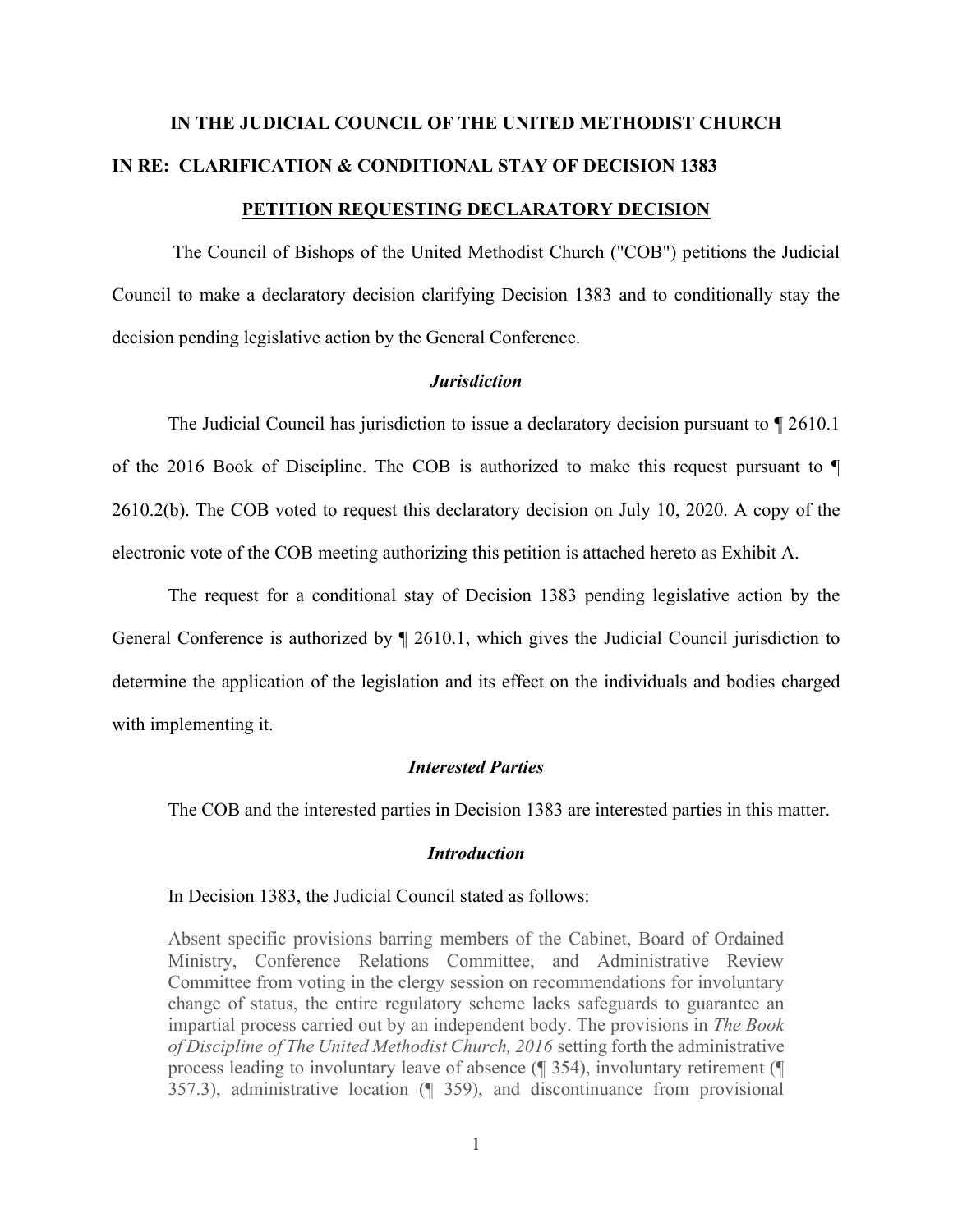**IN THE JUDICIAL COUNCIL OF THE UNITED METHODIST CHURCH**

**IN RE: CLARIFICATION & CONDITIONAL STAY OF DECISION 1383**

**PETITION REQUESTING DECLARATORY DECISION**

The Council of Bishops of the United Methodist Church ("COB") petitions the Judicial Council to make a declaratory decision clarifying Decision 1383 and to conditionally stay the decision pending legislative action by the General Conference.

***Jurisdiction***

The Judicial Council has jurisdiction to issue a declaratory decision pursuant to ¶ 2610.1 of the 2016 Book of Discipline. The COB is authorized to make this request pursuant to ¶ 2610.2(b). The COB voted to request this declaratory decision on July 10, 2020. A copy of the electronic vote of the COB meeting authorizing this petition is attached hereto as Exhibit A.

The request for a conditional stay of Decision 1383 pending legislative action by the General Conference is authorized by ¶ 2610.1, which gives the Judicial Council jurisdiction to determine the application of the legislation and its effect on the individuals and bodies charged with implementing it.

***Interested Parties***

The COB and the interested parties in Decision 1383 are interested parties in this matter.

***Introduction***

In Decision 1383, the Judicial Council stated as follows:

> Absent specific provisions barring members of the Cabinet, Board of Ordained Ministry, Conference Relations Committee, and Administrative Review Committee from voting in the clergy session on recommendations for involuntary change of status, the entire regulatory scheme lacks safeguards to guarantee an impartial process carried out by an independent body. The provisions in *The Book of Discipline of The United Methodist Church, 2016* setting forth the administrative process leading to involuntary leave of absence (¶ 354), involuntary retirement (¶ 357.3), administrative location (¶ 359), and discontinuance from provisional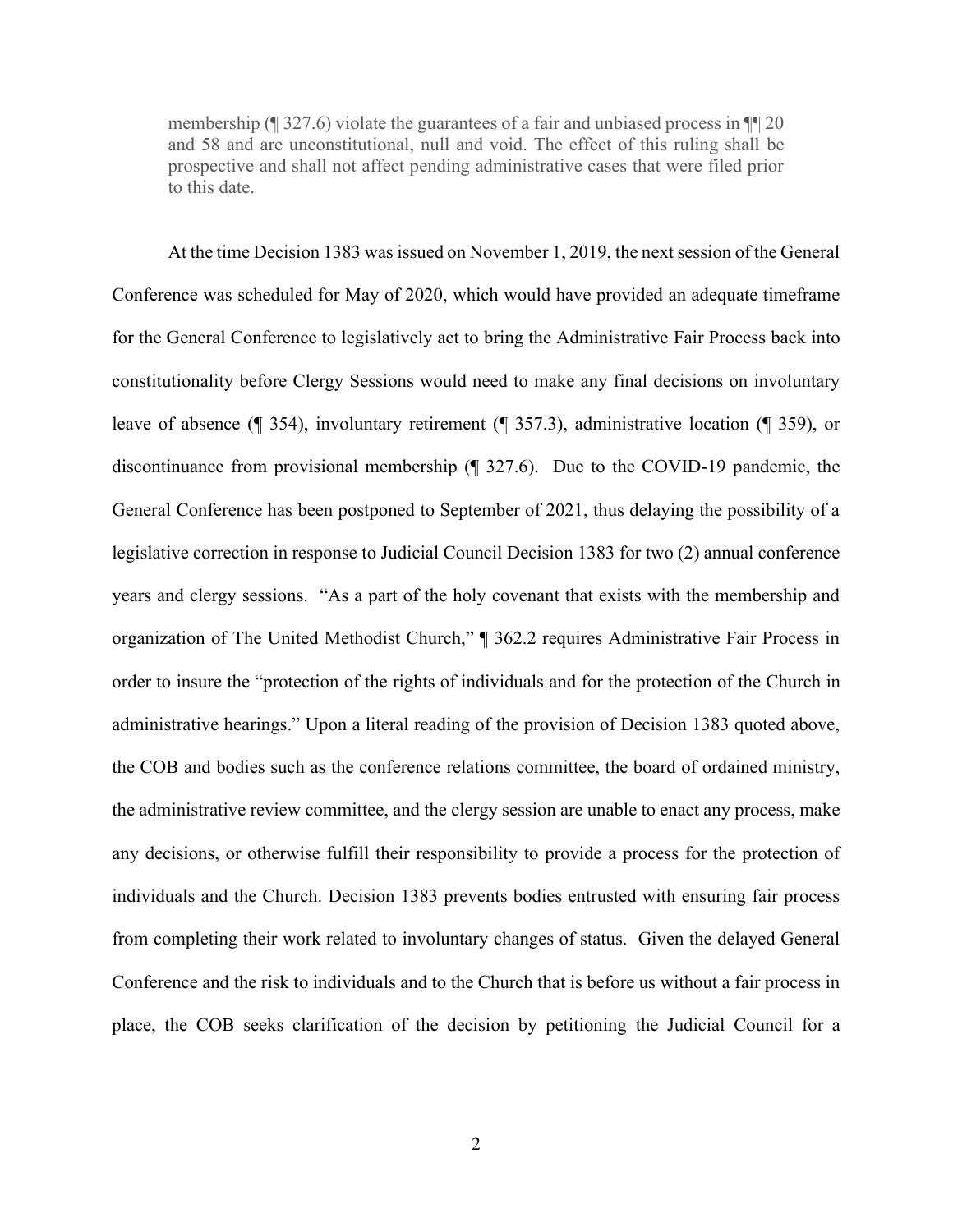> membership (¶ 327.6) violate the guarantees of a fair and unbiased process in ¶¶ 20 and 58 and are unconstitutional, null and void. The effect of this ruling shall be prospective and shall not affect pending administrative cases that were filed prior to this date.

At the time Decision 1383 was issued on November 1, 2019, the next session of the General Conference was scheduled for May of 2020, which would have provided an adequate timeframe for the General Conference to legislatively act to bring the Administrative Fair Process back into constitutionality before Clergy Sessions would need to make any final decisions on involuntary leave of absence (¶ 354), involuntary retirement (¶ 357.3), administrative location (¶ 359), or discontinuance from provisional membership (¶ 327.6). Due to the COVID-19 pandemic, the General Conference has been postponed to September of 2021, thus delaying the possibility of a legislative correction in response to Judicial Council Decision 1383 for two (2) annual conference years and clergy sessions. "As a part of the holy covenant that exists with the membership and organization of The United Methodist Church," ¶ 362.2 requires Administrative Fair Process in order to insure the "protection of the rights of individuals and for the protection of the Church in administrative hearings." Upon a literal reading of the provision of Decision 1383 quoted above, the COB and bodies such as the conference relations committee, the board of ordained ministry, the administrative review committee, and the clergy session are unable to enact any process, make any decisions, or otherwise fulfill their responsibility to provide a process for the protection of individuals and the Church. Decision 1383 prevents bodies entrusted with ensuring fair process from completing their work related to involuntary changes of status. Given the delayed General Conference and the risk to individuals and to the Church that is before us without a fair process in place, the COB seeks clarification of the decision by petitioning the Judicial Council for a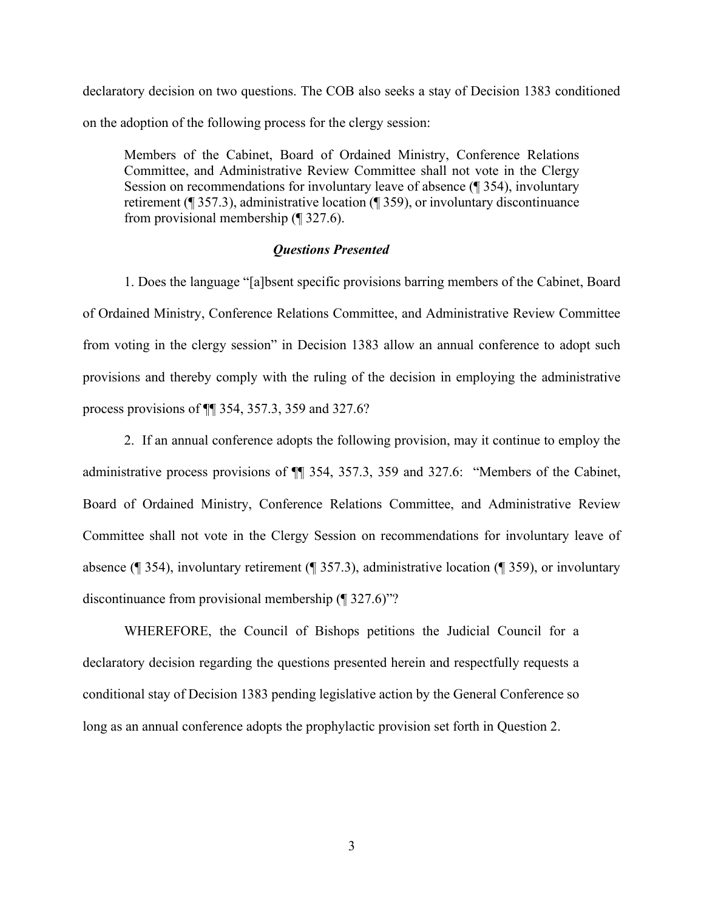declaratory decision on two questions. The COB also seeks a stay of Decision 1383 conditioned on the adoption of the following process for the clergy session:

> Members of the Cabinet, Board of Ordained Ministry, Conference Relations Committee, and Administrative Review Committee shall not vote in the Clergy Session on recommendations for involuntary leave of absence (¶ 354), involuntary retirement (¶ 357.3), administrative location (¶ 359), or involuntary discontinuance from provisional membership (¶ 327.6).

### ***Questions Presented***

1. Does the language "[a]bsent specific provisions barring members of the Cabinet, Board of Ordained Ministry, Conference Relations Committee, and Administrative Review Committee from voting in the clergy session" in Decision 1383 allow an annual conference to adopt such provisions and thereby comply with the ruling of the decision in employing the administrative process provisions of ¶¶ 354, 357.3, 359 and 327.6?

2. If an annual conference adopts the following provision, may it continue to employ the administrative process provisions of ¶¶ 354, 357.3, 359 and 327.6: "Members of the Cabinet, Board of Ordained Ministry, Conference Relations Committee, and Administrative Review Committee shall not vote in the Clergy Session on recommendations for involuntary leave of absence (¶ 354), involuntary retirement (¶ 357.3), administrative location (¶ 359), or involuntary discontinuance from provisional membership (¶ 327.6)"?

WHEREFORE, the Council of Bishops petitions the Judicial Council for a declaratory decision regarding the questions presented herein and respectfully requests a conditional stay of Decision 1383 pending legislative action by the General Conference so long as an annual conference adopts the prophylactic provision set forth in Question 2.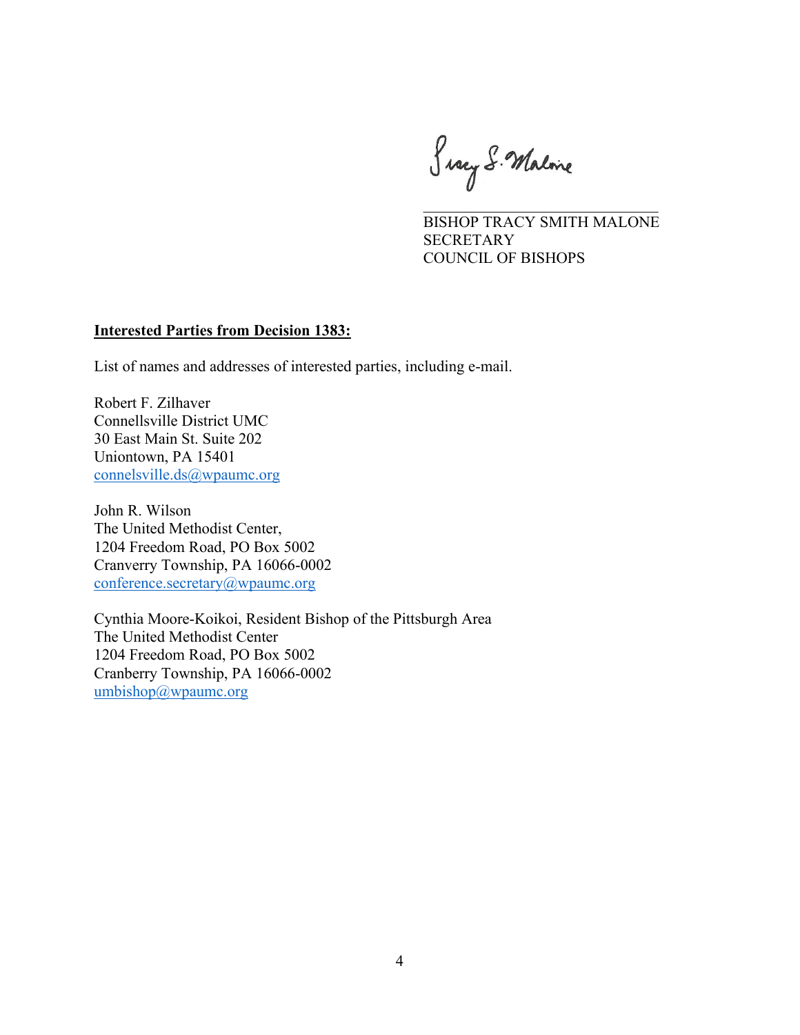Tracy S. Malone

BISHOP TRACY SMITH MALONE
SECRETARY
COUNCIL OF BISHOPS

**Interested Parties from Decision 1383:**

List of names and addresses of interested parties, including e-mail.

Robert F. Zilhaver
Connellsville District UMC
30 East Main St. Suite 202
Uniontown, PA 15401
connelsville.ds@wpaumc.org

John R. Wilson
The United Methodist Center,
1204 Freedom Road, PO Box 5002
Cranverry Township, PA 16066-0002
conference.secretary@wpaumc.org

Cynthia Moore-Koikoi, Resident Bishop of the Pittsburgh Area
The United Methodist Center
1204 Freedom Road, PO Box 5002
Cranberry Township, PA 16066-0002
umbishop@wpaumc.org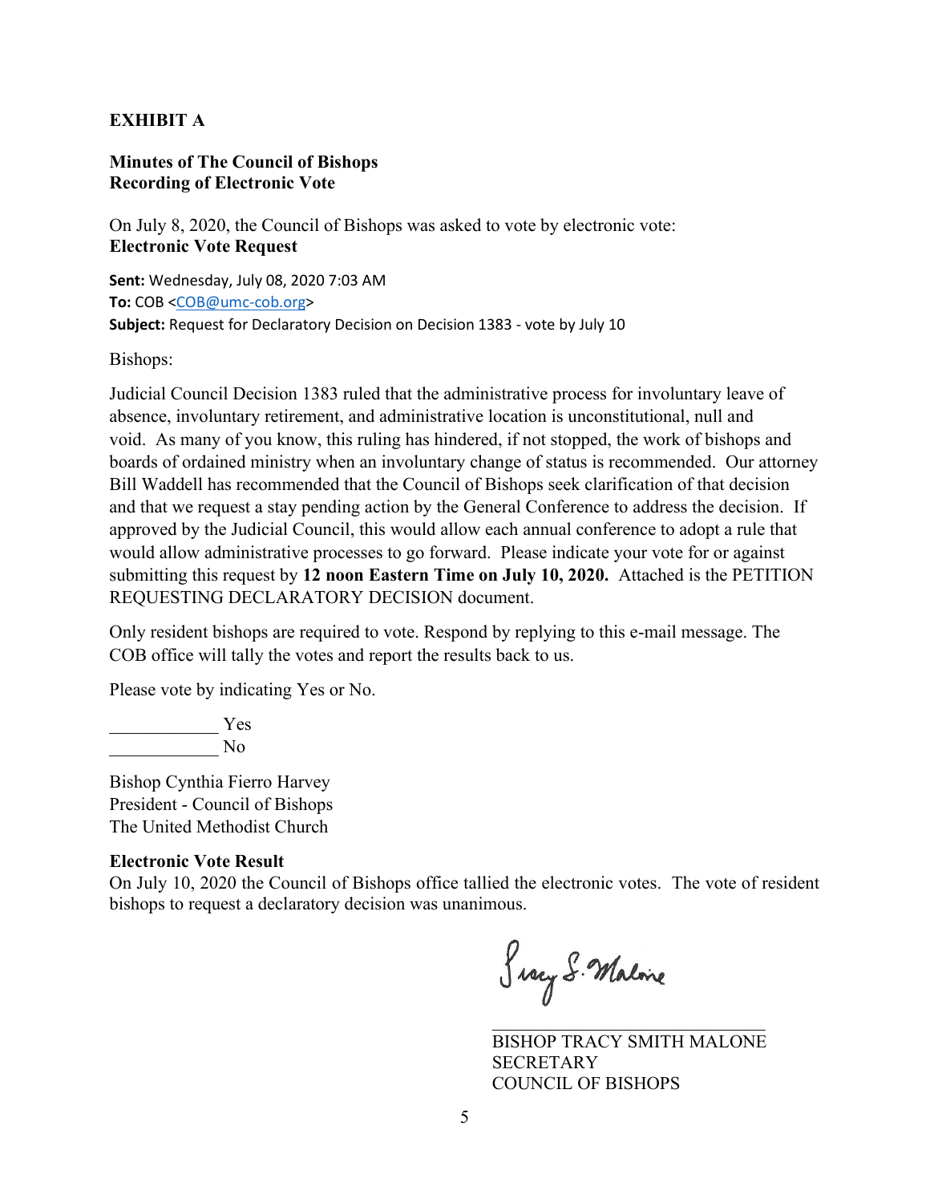**EXHIBIT A**

**Minutes of The Council of Bishops**
**Recording of Electronic Vote**

On July 8, 2020, the Council of Bishops was asked to vote by electronic vote:
**Electronic Vote Request**

**Sent:** Wednesday, July 08, 2020 7:03 AM
**To:** COB <COB@umc-cob.org>
**Subject:** Request for Declaratory Decision on Decision 1383 - vote by July 10

Bishops:

Judicial Council Decision 1383 ruled that the administrative process for involuntary leave of absence, involuntary retirement, and administrative location is unconstitutional, null and void. As many of you know, this ruling has hindered, if not stopped, the work of bishops and boards of ordained ministry when an involuntary change of status is recommended. Our attorney Bill Waddell has recommended that the Council of Bishops seek clarification of that decision and that we request a stay pending action by the General Conference to address the decision. If approved by the Judicial Council, this would allow each annual conference to adopt a rule that would allow administrative processes to go forward. Please indicate your vote for or against submitting this request by **12 noon Eastern Time on July 10, 2020.** Attached is the PETITION REQUESTING DECLARATORY DECISION document.

Only resident bishops are required to vote. Respond by replying to this e-mail message. The COB office will tally the votes and report the results back to us.

Please vote by indicating Yes or No.

____________ Yes
____________ No

Bishop Cynthia Fierro Harvey
President - Council of Bishops
The United Methodist Church

**Electronic Vote Result**
On July 10, 2020 the Council of Bishops office tallied the electronic votes. The vote of resident bishops to request a declaratory decision was unanimous.

Tracy S. Malone

BISHOP TRACY SMITH MALONE
SECRETARY
COUNCIL OF BISHOPS